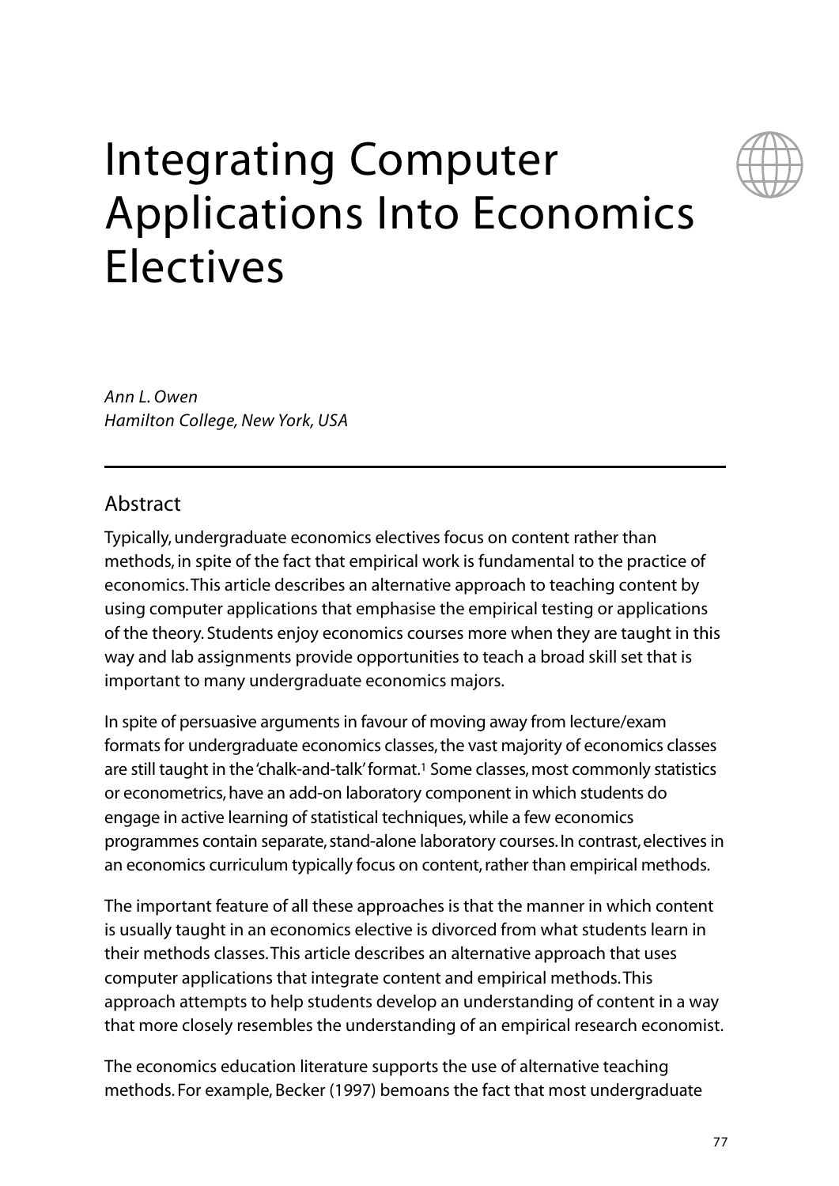# Integrating Computer Applications Into Economics Electives

*Ann L. Owen*
*Hamilton College, New York, USA*

## Abstract

Typically, undergraduate economics electives focus on content rather than methods, in spite of the fact that empirical work is fundamental to the practice of economics. This article describes an alternative approach to teaching content by using computer applications that emphasise the empirical testing or applications of the theory. Students enjoy economics courses more when they are taught in this way and lab assignments provide opportunities to teach a broad skill set that is important to many undergraduate economics majors.

In spite of persuasive arguments in favour of moving away from lecture/exam formats for undergraduate economics classes, the vast majority of economics classes are still taught in the 'chalk-and-talk' format.[1] Some classes, most commonly statistics or econometrics, have an add-on laboratory component in which students do engage in active learning of statistical techniques, while a few economics programmes contain separate, stand-alone laboratory courses. In contrast, electives in an economics curriculum typically focus on content, rather than empirical methods.

The important feature of all these approaches is that the manner in which content is usually taught in an economics elective is divorced from what students learn in their methods classes. This article describes an alternative approach that uses computer applications that integrate content and empirical methods. This approach attempts to help students develop an understanding of content in a way that more closely resembles the understanding of an empirical research economist.

The economics education literature supports the use of alternative teaching methods. For example, Becker (1997) bemoans the fact that most undergraduate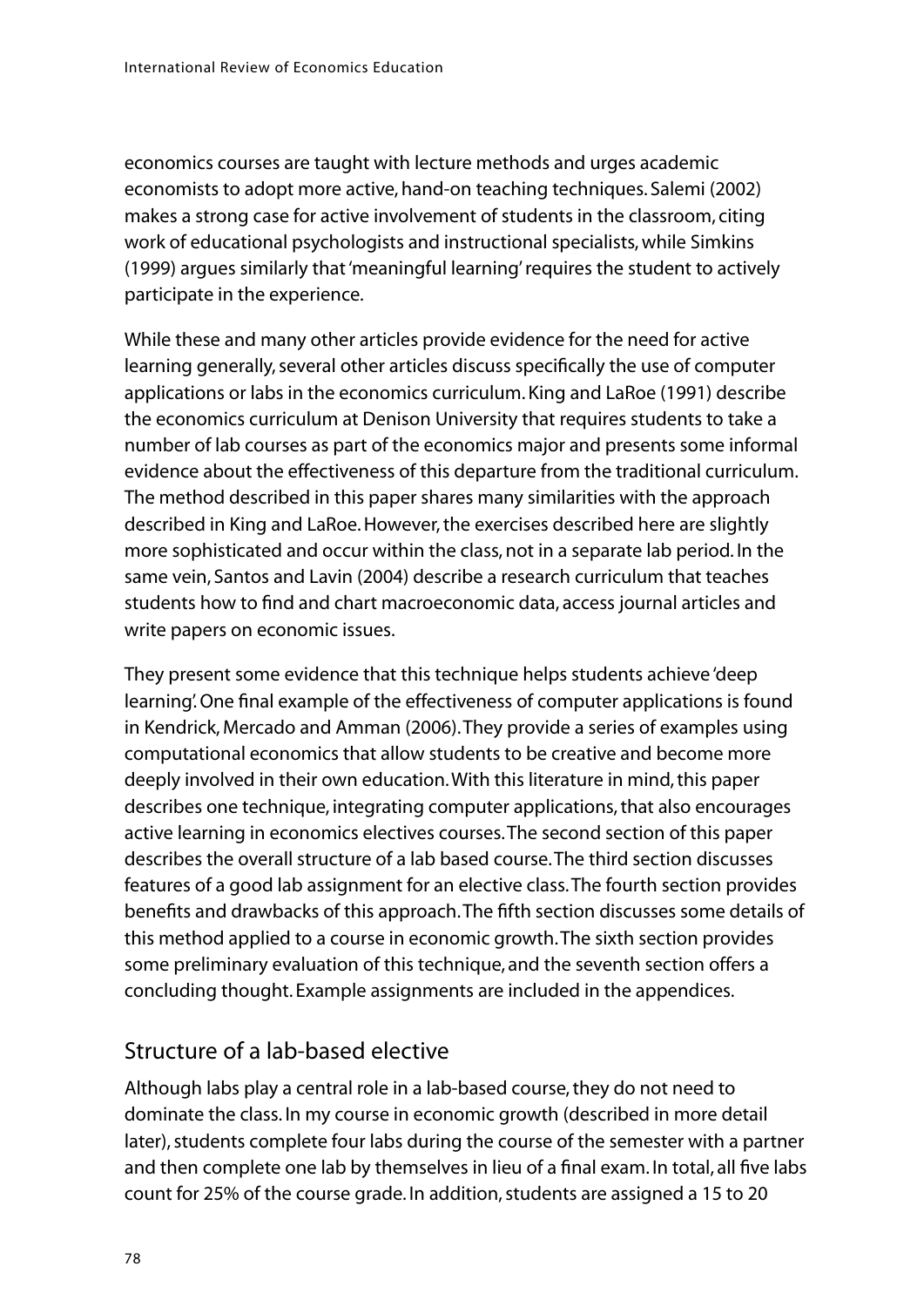economics courses are taught with lecture methods and urges academic economists to adopt more active, hand-on teaching techniques. Salemi (2002) makes a strong case for active involvement of students in the classroom, citing work of educational psychologists and instructional specialists, while Simkins (1999) argues similarly that 'meaningful learning' requires the student to actively participate in the experience.

While these and many other articles provide evidence for the need for active learning generally, several other articles discuss specifically the use of computer applications or labs in the economics curriculum. King and LaRoe (1991) describe the economics curriculum at Denison University that requires students to take a number of lab courses as part of the economics major and presents some informal evidence about the effectiveness of this departure from the traditional curriculum. The method described in this paper shares many similarities with the approach described in King and LaRoe. However, the exercises described here are slightly more sophisticated and occur within the class, not in a separate lab period. In the same vein, Santos and Lavin (2004) describe a research curriculum that teaches students how to find and chart macroeconomic data, access journal articles and write papers on economic issues.

They present some evidence that this technique helps students achieve 'deep learning'. One final example of the effectiveness of computer applications is found in Kendrick, Mercado and Amman (2006). They provide a series of examples using computational economics that allow students to be creative and become more deeply involved in their own education. With this literature in mind, this paper describes one technique, integrating computer applications, that also encourages active learning in economics electives courses. The second section of this paper describes the overall structure of a lab based course. The third section discusses features of a good lab assignment for an elective class. The fourth section provides benefits and drawbacks of this approach. The fifth section discusses some details of this method applied to a course in economic growth. The sixth section provides some preliminary evaluation of this technique, and the seventh section offers a concluding thought. Example assignments are included in the appendices.

## Structure of a lab-based elective

Although labs play a central role in a lab-based course, they do not need to dominate the class. In my course in economic growth (described in more detail later), students complete four labs during the course of the semester with a partner and then complete one lab by themselves in lieu of a final exam. In total, all five labs count for 25% of the course grade. In addition, students are assigned a 15 to 20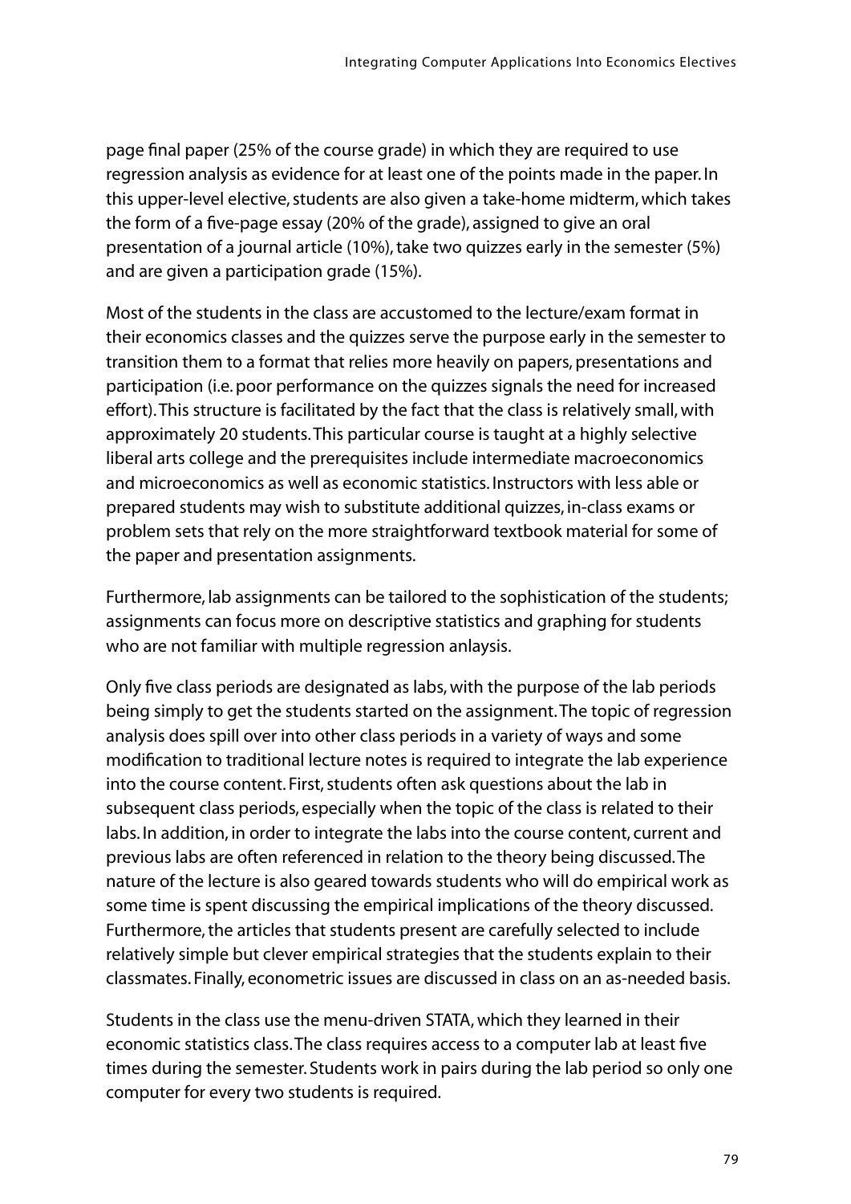page final paper (25% of the course grade) in which they are required to use regression analysis as evidence for at least one of the points made in the paper. In this upper-level elective, students are also given a take-home midterm, which takes the form of a five-page essay (20% of the grade), assigned to give an oral presentation of a journal article (10%), take two quizzes early in the semester (5%) and are given a participation grade (15%).

Most of the students in the class are accustomed to the lecture/exam format in their economics classes and the quizzes serve the purpose early in the semester to transition them to a format that relies more heavily on papers, presentations and participation (i.e. poor performance on the quizzes signals the need for increased effort). This structure is facilitated by the fact that the class is relatively small, with approximately 20 students. This particular course is taught at a highly selective liberal arts college and the prerequisites include intermediate macroeconomics and microeconomics as well as economic statistics. Instructors with less able or prepared students may wish to substitute additional quizzes, in-class exams or problem sets that rely on the more straightforward textbook material for some of the paper and presentation assignments.

Furthermore, lab assignments can be tailored to the sophistication of the students; assignments can focus more on descriptive statistics and graphing for students who are not familiar with multiple regression anlaysis.

Only five class periods are designated as labs, with the purpose of the lab periods being simply to get the students started on the assignment. The topic of regression analysis does spill over into other class periods in a variety of ways and some modification to traditional lecture notes is required to integrate the lab experience into the course content. First, students often ask questions about the lab in subsequent class periods, especially when the topic of the class is related to their labs. In addition, in order to integrate the labs into the course content, current and previous labs are often referenced in relation to the theory being discussed. The nature of the lecture is also geared towards students who will do empirical work as some time is spent discussing the empirical implications of the theory discussed. Furthermore, the articles that students present are carefully selected to include relatively simple but clever empirical strategies that the students explain to their classmates. Finally, econometric issues are discussed in class on an as-needed basis.

Students in the class use the menu-driven STATA, which they learned in their economic statistics class. The class requires access to a computer lab at least five times during the semester. Students work in pairs during the lab period so only one computer for every two students is required.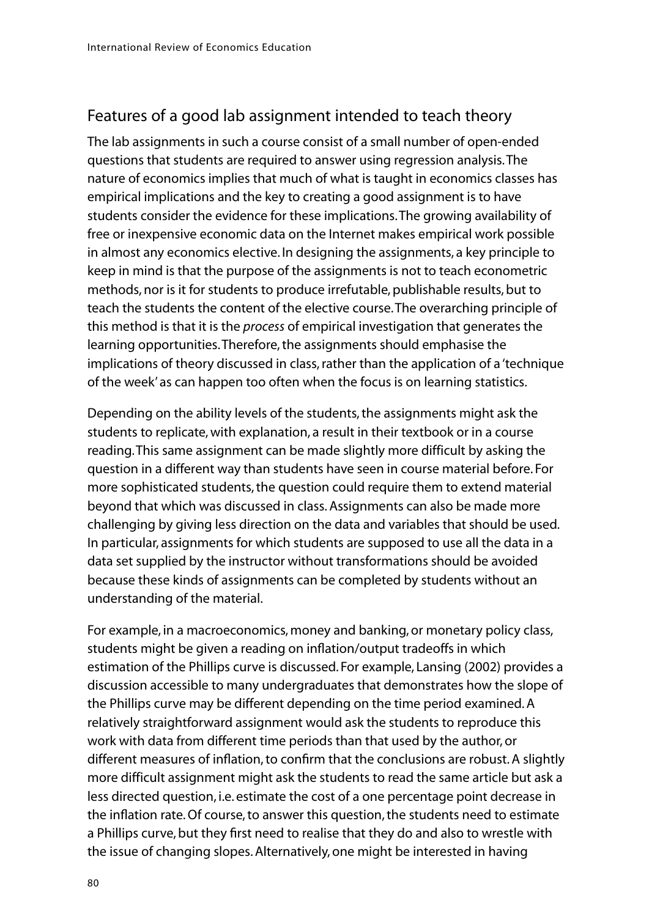## Features of a good lab assignment intended to teach theory

The lab assignments in such a course consist of a small number of open-ended questions that students are required to answer using regression analysis. The nature of economics implies that much of what is taught in economics classes has empirical implications and the key to creating a good assignment is to have students consider the evidence for these implications. The growing availability of free or inexpensive economic data on the Internet makes empirical work possible in almost any economics elective. In designing the assignments, a key principle to keep in mind is that the purpose of the assignments is not to teach econometric methods, nor is it for students to produce irrefutable, publishable results, but to teach the students the content of the elective course. The overarching principle of this method is that it is the *process* of empirical investigation that generates the learning opportunities. Therefore, the assignments should emphasise the implications of theory discussed in class, rather than the application of a 'technique of the week' as can happen too often when the focus is on learning statistics.

Depending on the ability levels of the students, the assignments might ask the students to replicate, with explanation, a result in their textbook or in a course reading. This same assignment can be made slightly more difficult by asking the question in a different way than students have seen in course material before. For more sophisticated students, the question could require them to extend material beyond that which was discussed in class. Assignments can also be made more challenging by giving less direction on the data and variables that should be used. In particular, assignments for which students are supposed to use all the data in a data set supplied by the instructor without transformations should be avoided because these kinds of assignments can be completed by students without an understanding of the material.

For example, in a macroeconomics, money and banking, or monetary policy class, students might be given a reading on inflation/output tradeoffs in which estimation of the Phillips curve is discussed. For example, Lansing (2002) provides a discussion accessible to many undergraduates that demonstrates how the slope of the Phillips curve may be different depending on the time period examined. A relatively straightforward assignment would ask the students to reproduce this work with data from different time periods than that used by the author, or different measures of inflation, to confirm that the conclusions are robust. A slightly more difficult assignment might ask the students to read the same article but ask a less directed question, i.e. estimate the cost of a one percentage point decrease in the inflation rate. Of course, to answer this question, the students need to estimate a Phillips curve, but they first need to realise that they do and also to wrestle with the issue of changing slopes. Alternatively, one might be interested in having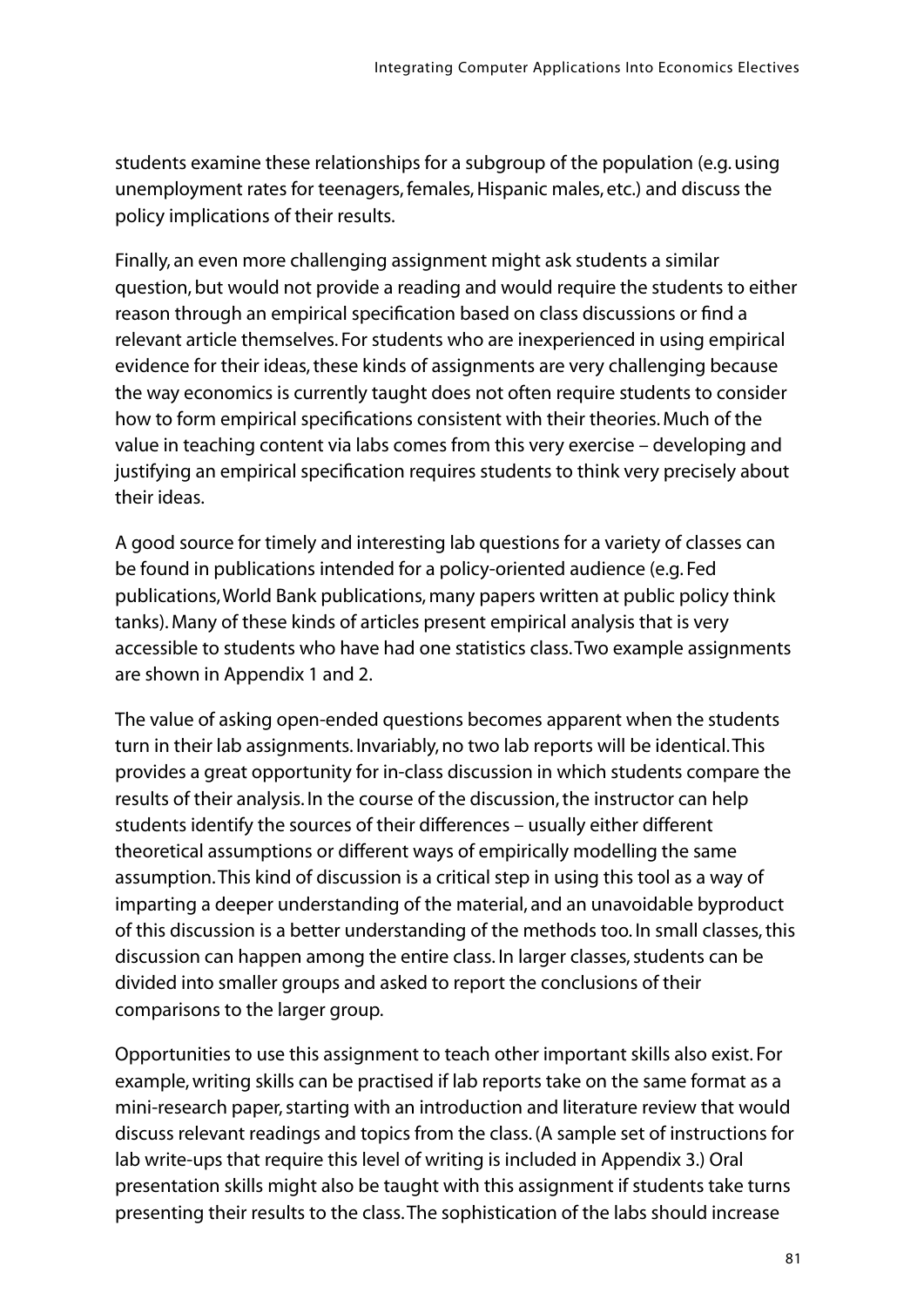students examine these relationships for a subgroup of the population (e.g. using unemployment rates for teenagers, females, Hispanic males, etc.) and discuss the policy implications of their results.

Finally, an even more challenging assignment might ask students a similar question, but would not provide a reading and would require the students to either reason through an empirical specification based on class discussions or find a relevant article themselves. For students who are inexperienced in using empirical evidence for their ideas, these kinds of assignments are very challenging because the way economics is currently taught does not often require students to consider how to form empirical specifications consistent with their theories. Much of the value in teaching content via labs comes from this very exercise – developing and justifying an empirical specification requires students to think very precisely about their ideas.

A good source for timely and interesting lab questions for a variety of classes can be found in publications intended for a policy-oriented audience (e.g. Fed publications, World Bank publications, many papers written at public policy think tanks). Many of these kinds of articles present empirical analysis that is very accessible to students who have had one statistics class. Two example assignments are shown in Appendix 1 and 2.

The value of asking open-ended questions becomes apparent when the students turn in their lab assignments. Invariably, no two lab reports will be identical. This provides a great opportunity for in-class discussion in which students compare the results of their analysis. In the course of the discussion, the instructor can help students identify the sources of their differences – usually either different theoretical assumptions or different ways of empirically modelling the same assumption. This kind of discussion is a critical step in using this tool as a way of imparting a deeper understanding of the material, and an unavoidable byproduct of this discussion is a better understanding of the methods too. In small classes, this discussion can happen among the entire class. In larger classes, students can be divided into smaller groups and asked to report the conclusions of their comparisons to the larger group.

Opportunities to use this assignment to teach other important skills also exist. For example, writing skills can be practised if lab reports take on the same format as a mini-research paper, starting with an introduction and literature review that would discuss relevant readings and topics from the class. (A sample set of instructions for lab write-ups that require this level of writing is included in Appendix 3.) Oral presentation skills might also be taught with this assignment if students take turns presenting their results to the class. The sophistication of the labs should increase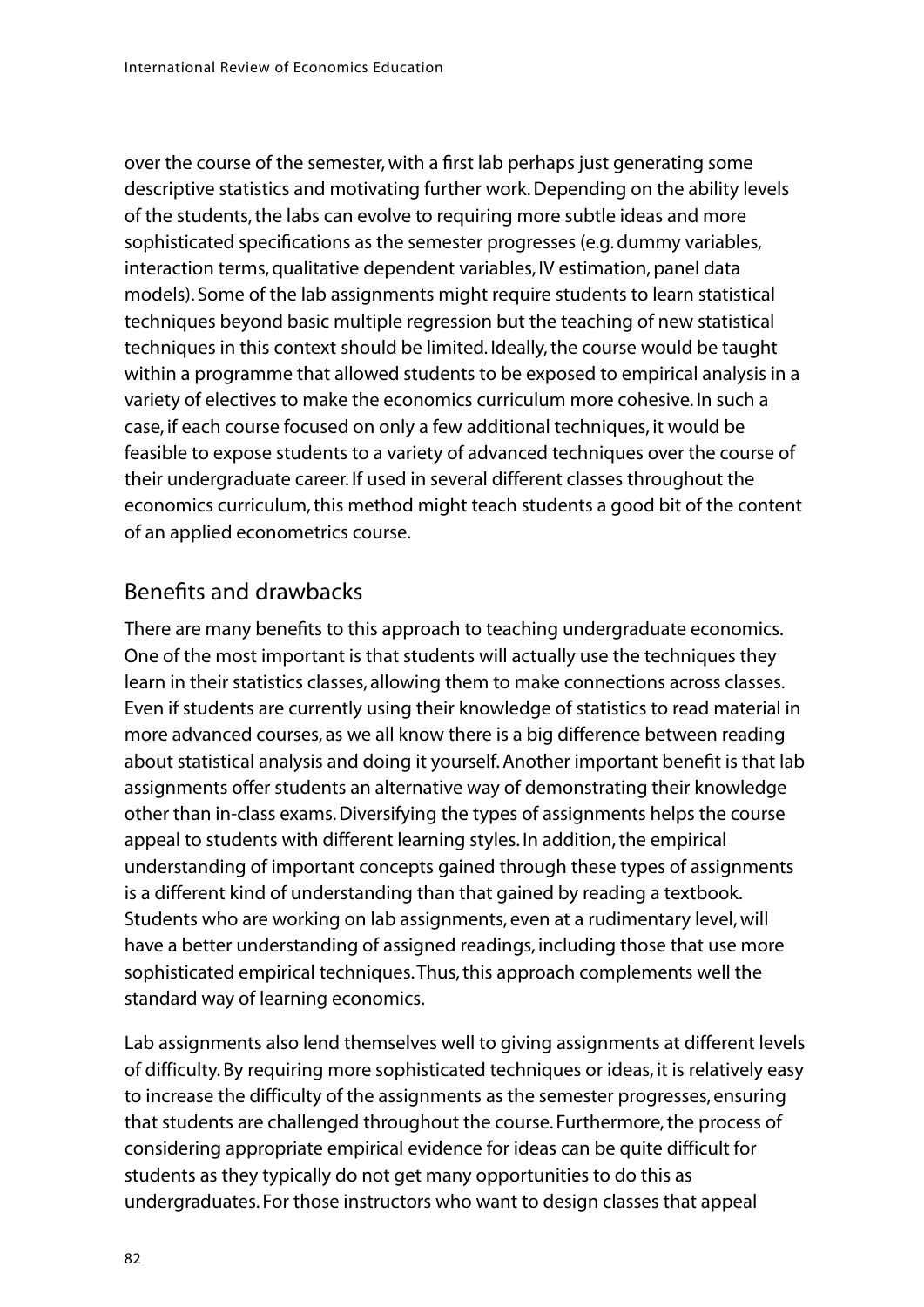over the course of the semester, with a first lab perhaps just generating some descriptive statistics and motivating further work. Depending on the ability levels of the students, the labs can evolve to requiring more subtle ideas and more sophisticated specifications as the semester progresses (e.g. dummy variables, interaction terms, qualitative dependent variables, IV estimation, panel data models). Some of the lab assignments might require students to learn statistical techniques beyond basic multiple regression but the teaching of new statistical techniques in this context should be limited. Ideally, the course would be taught within a programme that allowed students to be exposed to empirical analysis in a variety of electives to make the economics curriculum more cohesive. In such a case, if each course focused on only a few additional techniques, it would be feasible to expose students to a variety of advanced techniques over the course of their undergraduate career. If used in several different classes throughout the economics curriculum, this method might teach students a good bit of the content of an applied econometrics course.

## Benefits and drawbacks

There are many benefits to this approach to teaching undergraduate economics. One of the most important is that students will actually use the techniques they learn in their statistics classes, allowing them to make connections across classes. Even if students are currently using their knowledge of statistics to read material in more advanced courses, as we all know there is a big difference between reading about statistical analysis and doing it yourself. Another important benefit is that lab assignments offer students an alternative way of demonstrating their knowledge other than in-class exams. Diversifying the types of assignments helps the course appeal to students with different learning styles. In addition, the empirical understanding of important concepts gained through these types of assignments is a different kind of understanding than that gained by reading a textbook. Students who are working on lab assignments, even at a rudimentary level, will have a better understanding of assigned readings, including those that use more sophisticated empirical techniques. Thus, this approach complements well the standard way of learning economics.

Lab assignments also lend themselves well to giving assignments at different levels of difficulty. By requiring more sophisticated techniques or ideas, it is relatively easy to increase the difficulty of the assignments as the semester progresses, ensuring that students are challenged throughout the course. Furthermore, the process of considering appropriate empirical evidence for ideas can be quite difficult for students as they typically do not get many opportunities to do this as undergraduates. For those instructors who want to design classes that appeal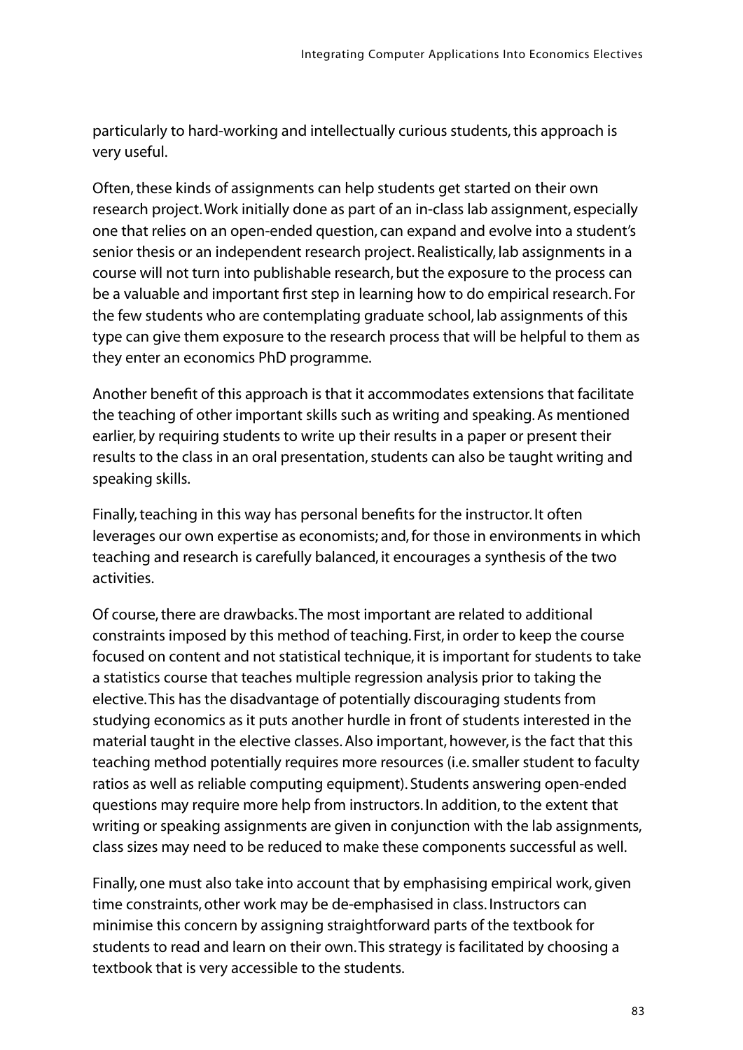particularly to hard-working and intellectually curious students, this approach is very useful.

Often, these kinds of assignments can help students get started on their own research project. Work initially done as part of an in-class lab assignment, especially one that relies on an open-ended question, can expand and evolve into a student's senior thesis or an independent research project. Realistically, lab assignments in a course will not turn into publishable research, but the exposure to the process can be a valuable and important first step in learning how to do empirical research. For the few students who are contemplating graduate school, lab assignments of this type can give them exposure to the research process that will be helpful to them as they enter an economics PhD programme.

Another benefit of this approach is that it accommodates extensions that facilitate the teaching of other important skills such as writing and speaking. As mentioned earlier, by requiring students to write up their results in a paper or present their results to the class in an oral presentation, students can also be taught writing and speaking skills.

Finally, teaching in this way has personal benefits for the instructor. It often leverages our own expertise as economists; and, for those in environments in which teaching and research is carefully balanced, it encourages a synthesis of the two activities.

Of course, there are drawbacks. The most important are related to additional constraints imposed by this method of teaching. First, in order to keep the course focused on content and not statistical technique, it is important for students to take a statistics course that teaches multiple regression analysis prior to taking the elective. This has the disadvantage of potentially discouraging students from studying economics as it puts another hurdle in front of students interested in the material taught in the elective classes. Also important, however, is the fact that this teaching method potentially requires more resources (i.e. smaller student to faculty ratios as well as reliable computing equipment). Students answering open-ended questions may require more help from instructors. In addition, to the extent that writing or speaking assignments are given in conjunction with the lab assignments, class sizes may need to be reduced to make these components successful as well.

Finally, one must also take into account that by emphasising empirical work, given time constraints, other work may be de-emphasised in class. Instructors can minimise this concern by assigning straightforward parts of the textbook for students to read and learn on their own. This strategy is facilitated by choosing a textbook that is very accessible to the students.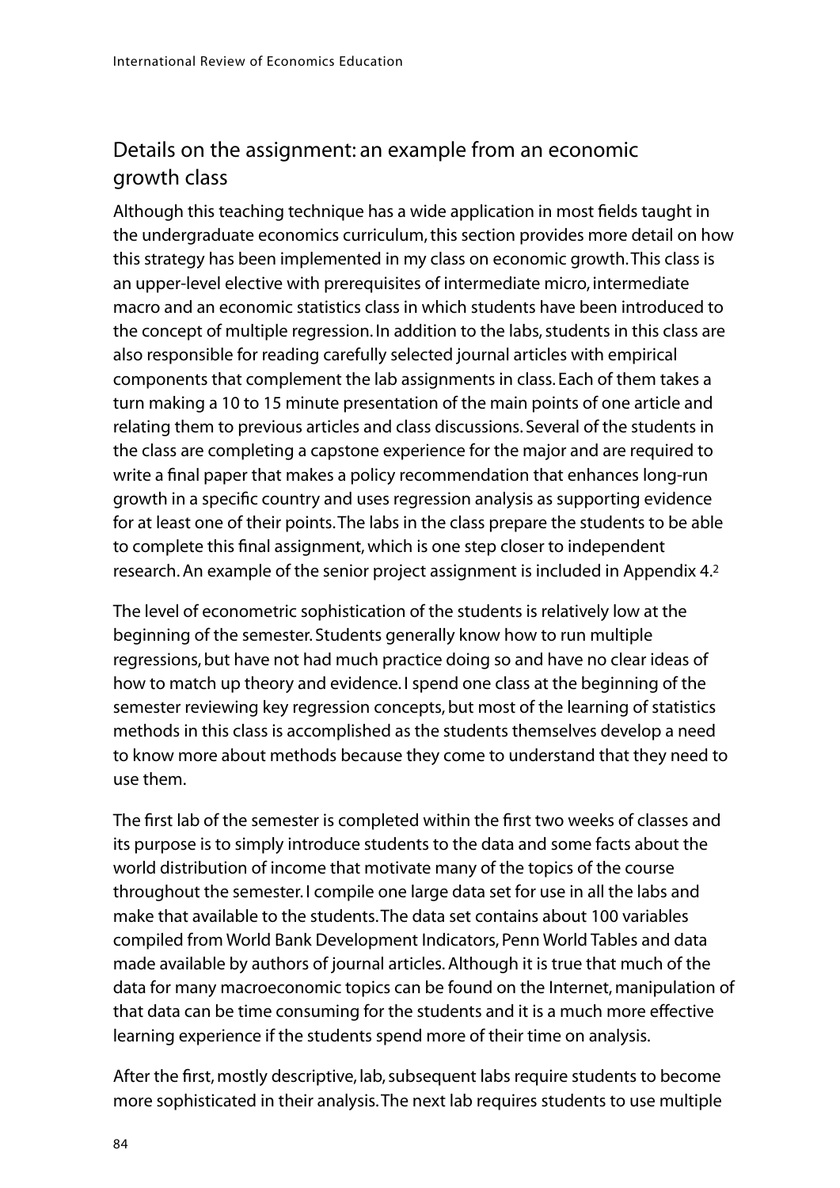## Details on the assignment: an example from an economic growth class

Although this teaching technique has a wide application in most fields taught in the undergraduate economics curriculum, this section provides more detail on how this strategy has been implemented in my class on economic growth. This class is an upper-level elective with prerequisites of intermediate micro, intermediate macro and an economic statistics class in which students have been introduced to the concept of multiple regression. In addition to the labs, students in this class are also responsible for reading carefully selected journal articles with empirical components that complement the lab assignments in class. Each of them takes a turn making a 10 to 15 minute presentation of the main points of one article and relating them to previous articles and class discussions. Several of the students in the class are completing a capstone experience for the major and are required to write a final paper that makes a policy recommendation that enhances long-run growth in a specific country and uses regression analysis as supporting evidence for at least one of their points. The labs in the class prepare the students to be able to complete this final assignment, which is one step closer to independent research. An example of the senior project assignment is included in Appendix 4.[2]

The level of econometric sophistication of the students is relatively low at the beginning of the semester. Students generally know how to run multiple regressions, but have not had much practice doing so and have no clear ideas of how to match up theory and evidence. I spend one class at the beginning of the semester reviewing key regression concepts, but most of the learning of statistics methods in this class is accomplished as the students themselves develop a need to know more about methods because they come to understand that they need to use them.

The first lab of the semester is completed within the first two weeks of classes and its purpose is to simply introduce students to the data and some facts about the world distribution of income that motivate many of the topics of the course throughout the semester. I compile one large data set for use in all the labs and make that available to the students. The data set contains about 100 variables compiled from World Bank Development Indicators, Penn World Tables and data made available by authors of journal articles. Although it is true that much of the data for many macroeconomic topics can be found on the Internet, manipulation of that data can be time consuming for the students and it is a much more effective learning experience if the students spend more of their time on analysis.

After the first, mostly descriptive, lab, subsequent labs require students to become more sophisticated in their analysis. The next lab requires students to use multiple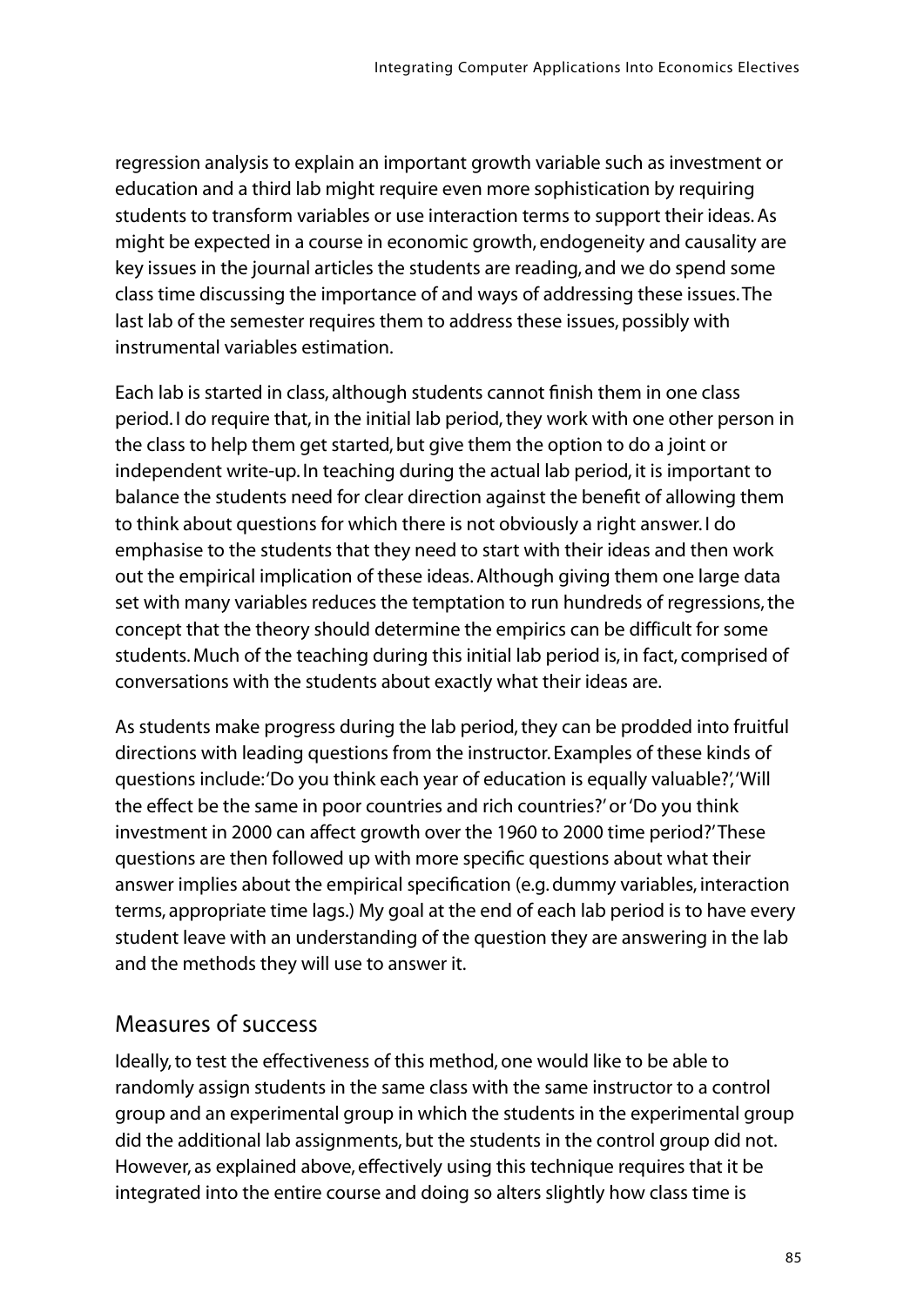regression analysis to explain an important growth variable such as investment or education and a third lab might require even more sophistication by requiring students to transform variables or use interaction terms to support their ideas. As might be expected in a course in economic growth, endogeneity and causality are key issues in the journal articles the students are reading, and we do spend some class time discussing the importance of and ways of addressing these issues. The last lab of the semester requires them to address these issues, possibly with instrumental variables estimation.

Each lab is started in class, although students cannot finish them in one class period. I do require that, in the initial lab period, they work with one other person in the class to help them get started, but give them the option to do a joint or independent write-up. In teaching during the actual lab period, it is important to balance the students need for clear direction against the benefit of allowing them to think about questions for which there is not obviously a right answer. I do emphasise to the students that they need to start with their ideas and then work out the empirical implication of these ideas. Although giving them one large data set with many variables reduces the temptation to run hundreds of regressions, the concept that the theory should determine the empirics can be difficult for some students. Much of the teaching during this initial lab period is, in fact, comprised of conversations with the students about exactly what their ideas are.

As students make progress during the lab period, they can be prodded into fruitful directions with leading questions from the instructor. Examples of these kinds of questions include: 'Do you think each year of education is equally valuable?', 'Will the effect be the same in poor countries and rich countries?' or 'Do you think investment in 2000 can affect growth over the 1960 to 2000 time period?' These questions are then followed up with more specific questions about what their answer implies about the empirical specification (e.g. dummy variables, interaction terms, appropriate time lags.) My goal at the end of each lab period is to have every student leave with an understanding of the question they are answering in the lab and the methods they will use to answer it.

## Measures of success

Ideally, to test the effectiveness of this method, one would like to be able to randomly assign students in the same class with the same instructor to a control group and an experimental group in which the students in the experimental group did the additional lab assignments, but the students in the control group did not. However, as explained above, effectively using this technique requires that it be integrated into the entire course and doing so alters slightly how class time is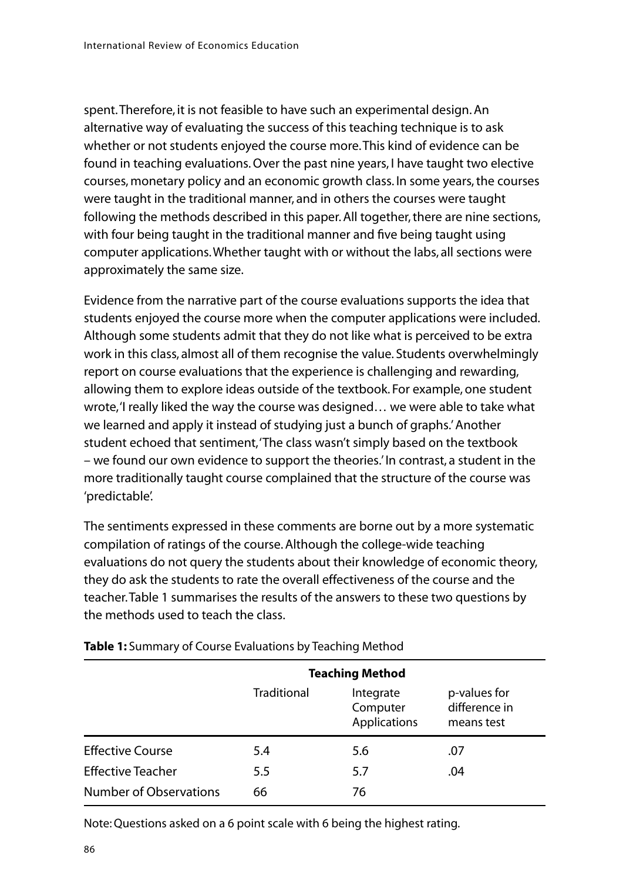spent. Therefore, it is not feasible to have such an experimental design. An alternative way of evaluating the success of this teaching technique is to ask whether or not students enjoyed the course more. This kind of evidence can be found in teaching evaluations. Over the past nine years, I have taught two elective courses, monetary policy and an economic growth class. In some years, the courses were taught in the traditional manner, and in others the courses were taught following the methods described in this paper. All together, there are nine sections, with four being taught in the traditional manner and five being taught using computer applications. Whether taught with or without the labs, all sections were approximately the same size.

Evidence from the narrative part of the course evaluations supports the idea that students enjoyed the course more when the computer applications were included. Although some students admit that they do not like what is perceived to be extra work in this class, almost all of them recognise the value. Students overwhelmingly report on course evaluations that the experience is challenging and rewarding, allowing them to explore ideas outside of the textbook. For example, one student wrote, 'I really liked the way the course was designed… we were able to take what we learned and apply it instead of studying just a bunch of graphs.' Another student echoed that sentiment, 'The class wasn't simply based on the textbook – we found our own evidence to support the theories.' In contrast, a student in the more traditionally taught course complained that the structure of the course was 'predictable'.

The sentiments expressed in these comments are borne out by a more systematic compilation of ratings of the course. Although the college-wide teaching evaluations do not query the students about their knowledge of economic theory, they do ask the students to rate the overall effectiveness of the course and the teacher. Table 1 summarises the results of the answers to these two questions by the methods used to teach the class.

**Table 1:** Summary of Course Evaluations by Teaching Method

| | Teaching Method | | |
|---|---|---|---|
| | Traditional | Integrate Computer Applications | p-values for difference in means test |
| Effective Course | 5.4 | 5.6 | .07 |
| Effective Teacher | 5.5 | 5.7 | .04 |
| Number of Observations | 66 | 76 | |

Note: Questions asked on a 6 point scale with 6 being the highest rating.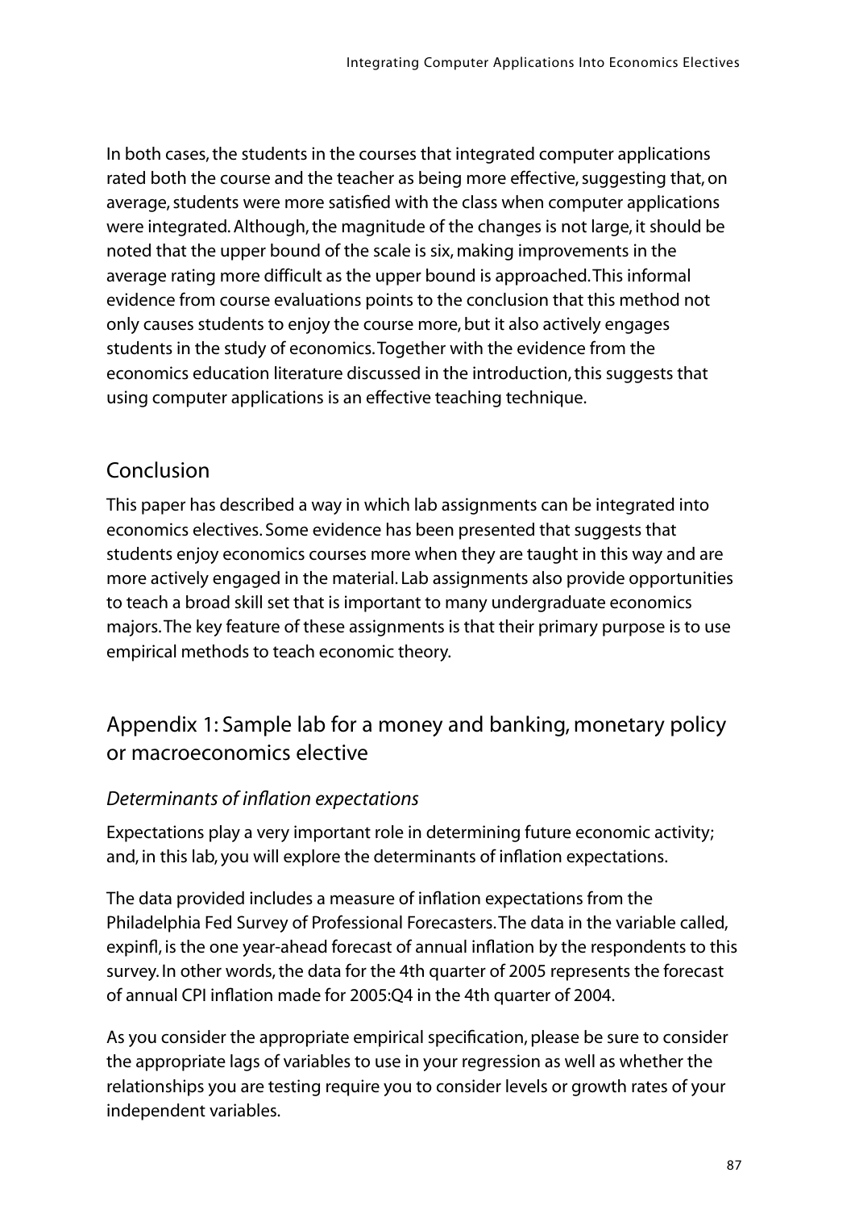In both cases, the students in the courses that integrated computer applications rated both the course and the teacher as being more effective, suggesting that, on average, students were more satisfied with the class when computer applications were integrated. Although, the magnitude of the changes is not large, it should be noted that the upper bound of the scale is six, making improvements in the average rating more difficult as the upper bound is approached. This informal evidence from course evaluations points to the conclusion that this method not only causes students to enjoy the course more, but it also actively engages students in the study of economics. Together with the evidence from the economics education literature discussed in the introduction, this suggests that using computer applications is an effective teaching technique.

## Conclusion

This paper has described a way in which lab assignments can be integrated into economics electives. Some evidence has been presented that suggests that students enjoy economics courses more when they are taught in this way and are more actively engaged in the material. Lab assignments also provide opportunities to teach a broad skill set that is important to many undergraduate economics majors. The key feature of these assignments is that their primary purpose is to use empirical methods to teach economic theory.

## Appendix 1: Sample lab for a money and banking, monetary policy or macroeconomics elective

### *Determinants of inflation expectations*

Expectations play a very important role in determining future economic activity; and, in this lab, you will explore the determinants of inflation expectations.

The data provided includes a measure of inflation expectations from the Philadelphia Fed Survey of Professional Forecasters. The data in the variable called, expinfl, is the one year-ahead forecast of annual inflation by the respondents to this survey. In other words, the data for the 4th quarter of 2005 represents the forecast of annual CPI inflation made for 2005:Q4 in the 4th quarter of 2004.

As you consider the appropriate empirical specification, please be sure to consider the appropriate lags of variables to use in your regression as well as whether the relationships you are testing require you to consider levels or growth rates of your independent variables.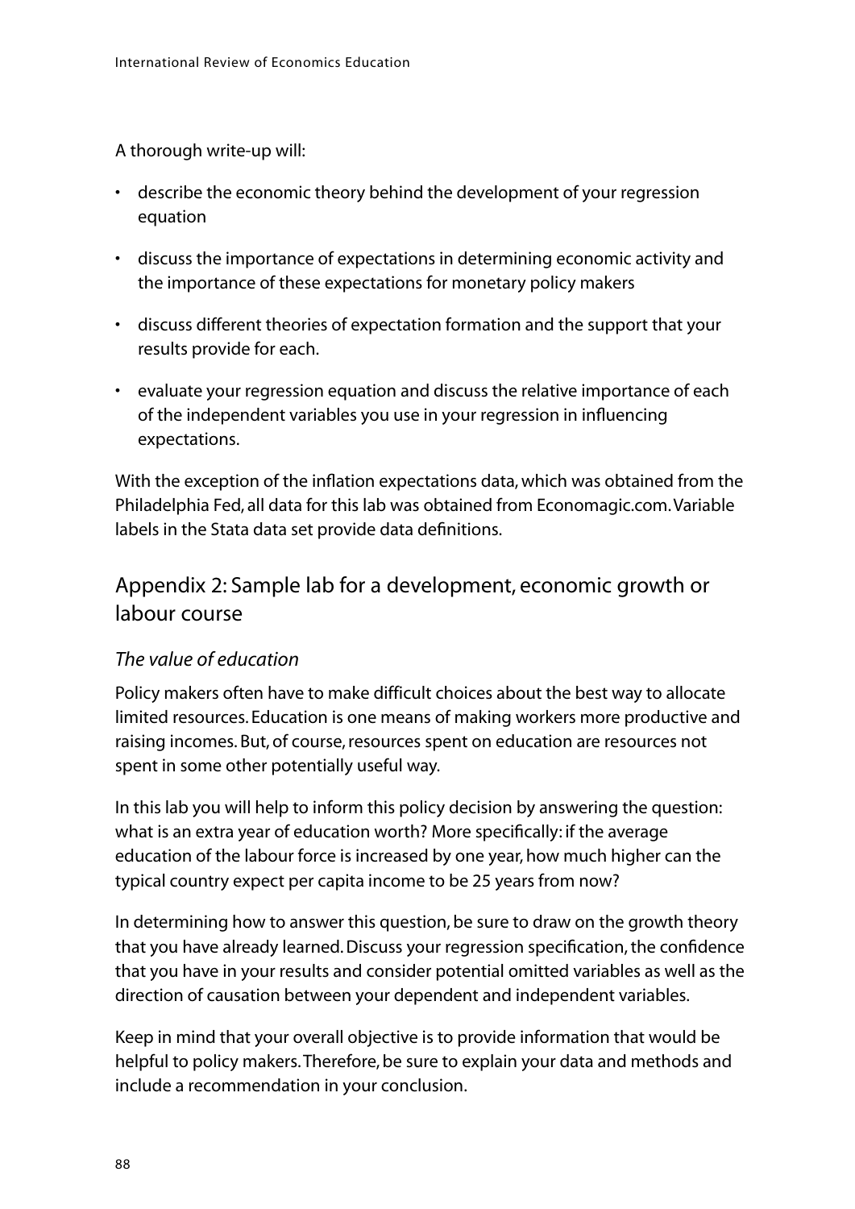A thorough write-up will:

- describe the economic theory behind the development of your regression equation
- discuss the importance of expectations in determining economic activity and the importance of these expectations for monetary policy makers
- discuss different theories of expectation formation and the support that your results provide for each.
- evaluate your regression equation and discuss the relative importance of each of the independent variables you use in your regression in influencing expectations.

With the exception of the inflation expectations data, which was obtained from the Philadelphia Fed, all data for this lab was obtained from Economagic.com. Variable labels in the Stata data set provide data definitions.

## Appendix 2: Sample lab for a development, economic growth or labour course

### *The value of education*

Policy makers often have to make difficult choices about the best way to allocate limited resources. Education is one means of making workers more productive and raising incomes. But, of course, resources spent on education are resources not spent in some other potentially useful way.

In this lab you will help to inform this policy decision by answering the question: what is an extra year of education worth? More specifically: if the average education of the labour force is increased by one year, how much higher can the typical country expect per capita income to be 25 years from now?

In determining how to answer this question, be sure to draw on the growth theory that you have already learned. Discuss your regression specification, the confidence that you have in your results and consider potential omitted variables as well as the direction of causation between your dependent and independent variables.

Keep in mind that your overall objective is to provide information that would be helpful to policy makers. Therefore, be sure to explain your data and methods and include a recommendation in your conclusion.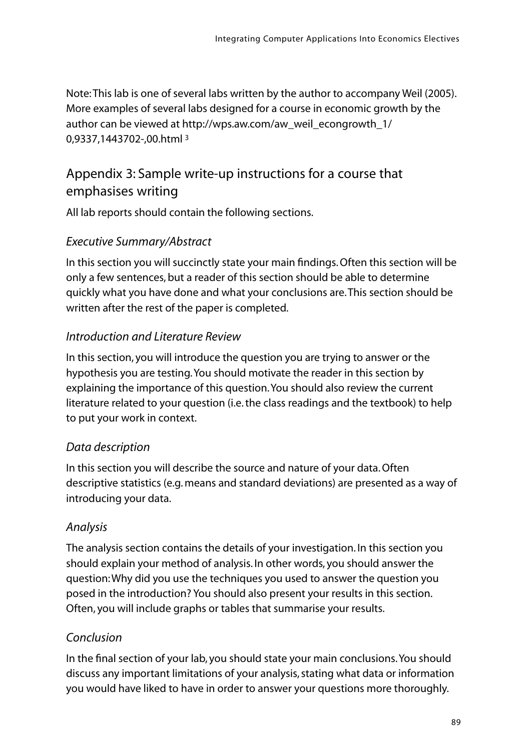Note: This lab is one of several labs written by the author to accompany Weil (2005). More examples of several labs designed for a course in economic growth by the author can be viewed at http://wps.aw.com/aw_weil_econgrowth_1/0,9337,1443702-,00.html [3]

## Appendix 3: Sample write-up instructions for a course that emphasises writing

All lab reports should contain the following sections.

### *Executive Summary/Abstract*

In this section you will succinctly state your main findings. Often this section will be only a few sentences, but a reader of this section should be able to determine quickly what you have done and what your conclusions are. This section should be written after the rest of the paper is completed.

### *Introduction and Literature Review*

In this section, you will introduce the question you are trying to answer or the hypothesis you are testing. You should motivate the reader in this section by explaining the importance of this question. You should also review the current literature related to your question (i.e. the class readings and the textbook) to help to put your work in context.

### *Data description*

In this section you will describe the source and nature of your data. Often descriptive statistics (e.g. means and standard deviations) are presented as a way of introducing your data.

### *Analysis*

The analysis section contains the details of your investigation. In this section you should explain your method of analysis. In other words, you should answer the question: Why did you use the techniques you used to answer the question you posed in the introduction? You should also present your results in this section. Often, you will include graphs or tables that summarise your results.

### *Conclusion*

In the final section of your lab, you should state your main conclusions. You should discuss any important limitations of your analysis, stating what data or information you would have liked to have in order to answer your questions more thoroughly.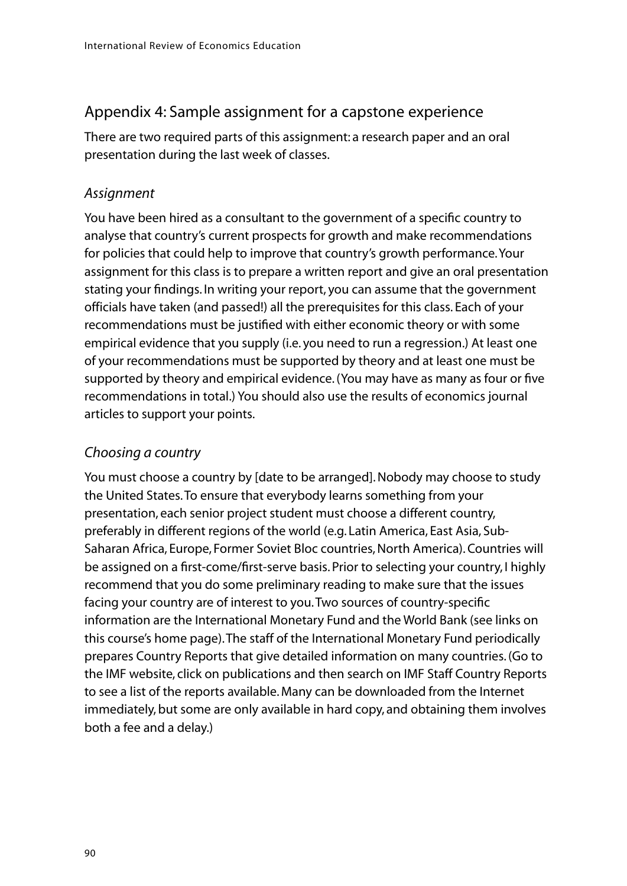## Appendix 4: Sample assignment for a capstone experience

There are two required parts of this assignment: a research paper and an oral presentation during the last week of classes.

### *Assignment*

You have been hired as a consultant to the government of a specific country to analyse that country's current prospects for growth and make recommendations for policies that could help to improve that country's growth performance. Your assignment for this class is to prepare a written report and give an oral presentation stating your findings. In writing your report, you can assume that the government officials have taken (and passed!) all the prerequisites for this class. Each of your recommendations must be justified with either economic theory or with some empirical evidence that you supply (i.e. you need to run a regression.) At least one of your recommendations must be supported by theory and at least one must be supported by theory and empirical evidence. (You may have as many as four or five recommendations in total.) You should also use the results of economics journal articles to support your points.

### *Choosing a country*

You must choose a country by [date to be arranged]. Nobody may choose to study the United States. To ensure that everybody learns something from your presentation, each senior project student must choose a different country, preferably in different regions of the world (e.g. Latin America, East Asia, Sub-Saharan Africa, Europe, Former Soviet Bloc countries, North America). Countries will be assigned on a first-come/first-serve basis. Prior to selecting your country, I highly recommend that you do some preliminary reading to make sure that the issues facing your country are of interest to you. Two sources of country-specific information are the International Monetary Fund and the World Bank (see links on this course's home page). The staff of the International Monetary Fund periodically prepares Country Reports that give detailed information on many countries. (Go to the IMF website, click on publications and then search on IMF Staff Country Reports to see a list of the reports available. Many can be downloaded from the Internet immediately, but some are only available in hard copy, and obtaining them involves both a fee and a delay.)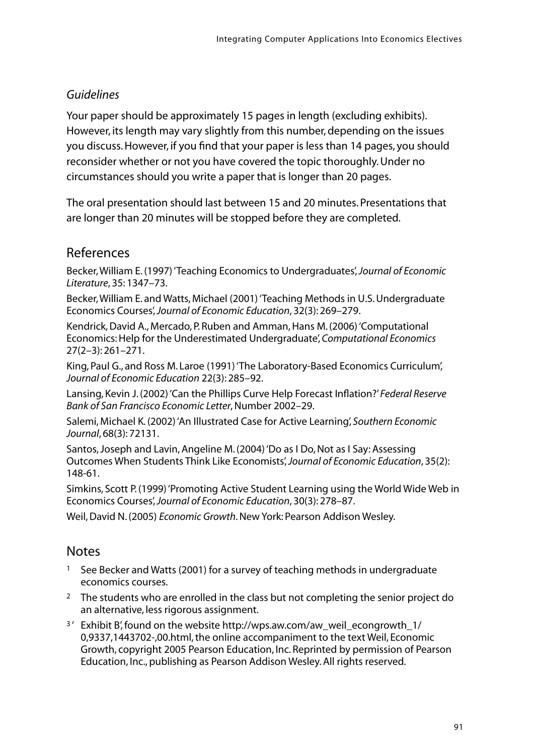*Guidelines*

Your paper should be approximately 15 pages in length (excluding exhibits). However, its length may vary slightly from this number, depending on the issues you discuss. However, if you find that your paper is less than 14 pages, you should reconsider whether or not you have covered the topic thoroughly. Under no circumstances should you write a paper that is longer than 20 pages.

The oral presentation should last between 15 and 20 minutes. Presentations that are longer than 20 minutes will be stopped before they are completed.

## References

Becker, William E. (1997) 'Teaching Economics to Undergraduates', *Journal of Economic Literature*, 35: 1347–73.

Becker, William E. and Watts, Michael (2001) 'Teaching Methods in U.S. Undergraduate Economics Courses', *Journal of Economic Education*, 32(3): 269–279.

Kendrick, David A., Mercado, P. Ruben and Amman, Hans M. (2006) 'Computational Economics: Help for the Underestimated Undergraduate', *Computational Economics* 27(2–3): 261–271.

King, Paul G., and Ross M. Laroe (1991) 'The Laboratory-Based Economics Curriculum', *Journal of Economic Education* 22(3): 285–92.

Lansing, Kevin J. (2002) 'Can the Phillips Curve Help Forecast Inflation?' *Federal Reserve Bank of San Francisco Economic Letter*, Number 2002–29.

Salemi, Michael K. (2002) 'An Illustrated Case for Active Learning', *Southern Economic Journal*, 68(3): 72131.

Santos, Joseph and Lavin, Angeline M. (2004) 'Do as I Do, Not as I Say: Assessing Outcomes When Students Think Like Economists', *Journal of Economic Education*, 35(2): 148-61.

Simkins, Scott P. (1999) 'Promoting Active Student Learning using the World Wide Web in Economics Courses', *Journal of Economic Education*, 30(3): 278–87.

Weil, David N. (2005) *Economic Growth*. New York: Pearson Addison Wesley.

## Notes

1. See Becker and Watts (2001) for a survey of teaching methods in undergraduate economics courses.
2. The students who are enrolled in the class but not completing the senior project do an alternative, less rigorous assignment.
3. ' Exhibit B', found on the website http://wps.aw.com/aw_weil_econgrowth_1/0,9337,1443702-,00.html, the online accompaniment to the text Weil, Economic Growth, copyright 2005 Pearson Education, Inc. Reprinted by permission of Pearson Education, Inc., publishing as Pearson Addison Wesley. All rights reserved.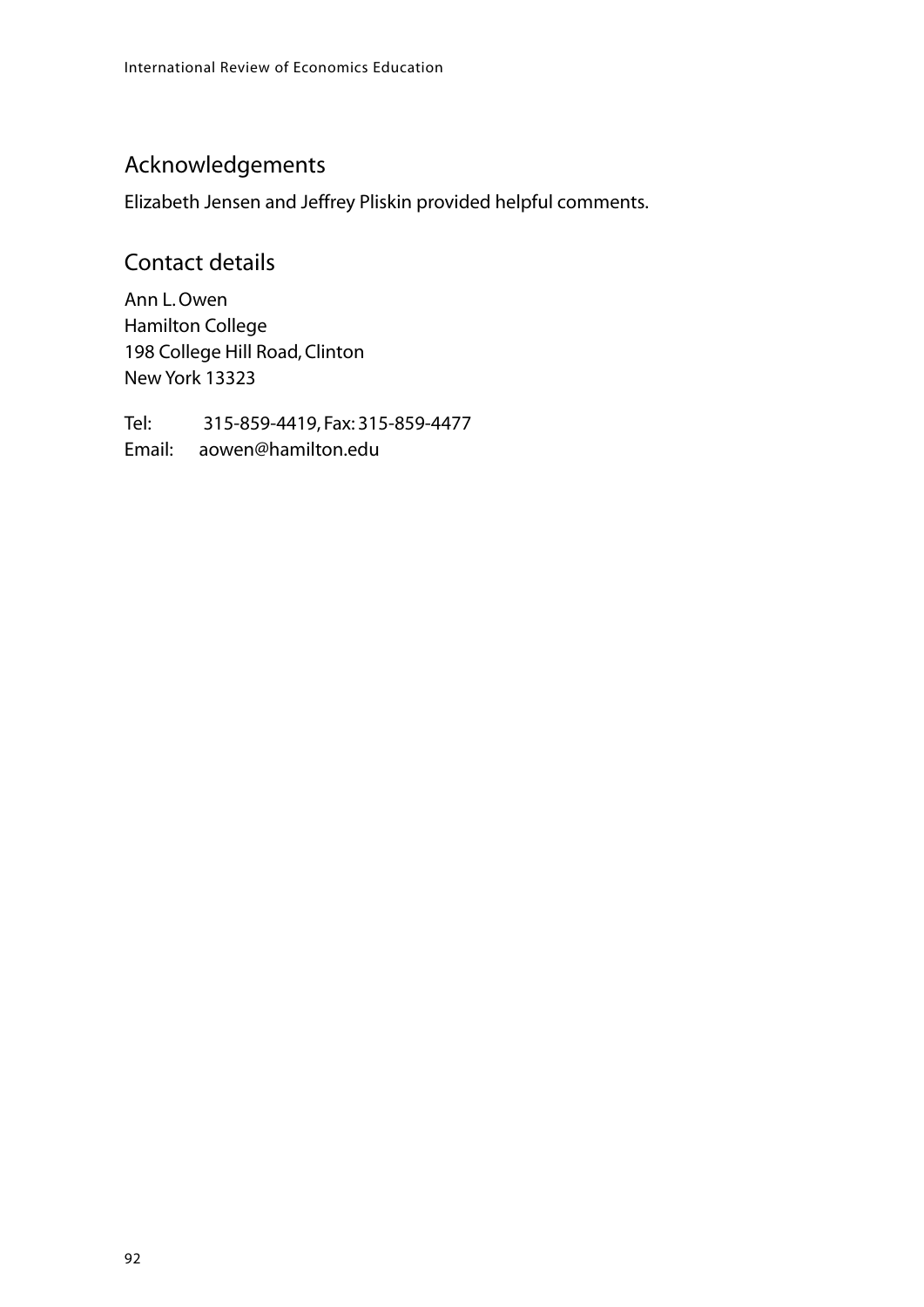## Acknowledgements

Elizabeth Jensen and Jeffrey Pliskin provided helpful comments.

## Contact details

Ann L. Owen
Hamilton College
198 College Hill Road, Clinton
New York 13323

Tel: 315-859-4419, Fax: 315-859-4477
Email: aowen@hamilton.edu